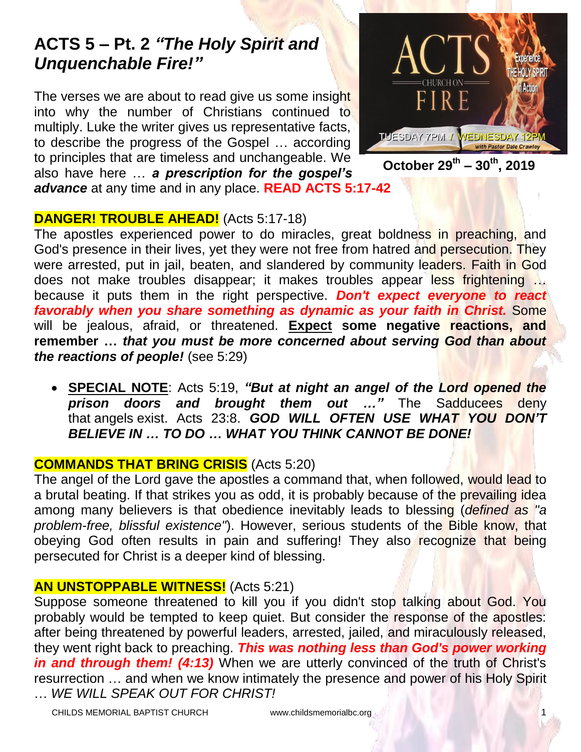# ACTS 5 – Pt. 2 *"The Holy Spirit and Unquenchable Fire!"*

ACTS CHURCH ON FIRE — Experience THE HOLY SPIRIT in Action — TUESDAY 7PM / WEDNESDAY 12PM with Pastor Dale Crawley

**October 29th – 30th, 2019**

The verses we are about to read give us some insight into why the number of Christians continued to multiply. Luke the writer gives us representative facts, to describe the progress of the Gospel … according to principles that are timeless and unchangeable. We also have here … ***a prescription for the gospel's advance*** at any time and in any place. **READ ACTS 5:17-42**

**DANGER! TROUBLE AHEAD!** (Acts 5:17-18)

The apostles experienced power to do miracles, great boldness in preaching, and God's presence in their lives, yet they were not free from hatred and persecution. They were arrested, put in jail, beaten, and slandered by community leaders. Faith in God does not make troubles disappear; it makes troubles appear less frightening … because it puts them in the right perspective. ***Don't expect everyone to react favorably when you share something as dynamic as your faith in Christ.*** Some will be jealous, afraid, or threatened. **Expect some negative reactions, and remember …** ***that you must be more concerned about serving God than about the reactions of people!*** (see 5:29)

- **SPECIAL NOTE**: Acts 5:19, ***"But at night an angel of the Lord opened the prison doors and brought them out …"*** The Sadducees deny that angels exist. Acts 23:8. ***GOD WILL OFTEN USE WHAT YOU DON'T BELIEVE IN … TO DO … WHAT YOU THINK CANNOT BE DONE!***

**COMMANDS THAT BRING CRISIS** (Acts 5:20)

The angel of the Lord gave the apostles a command that, when followed, would lead to a brutal beating. If that strikes you as odd, it is probably because of the prevailing idea among many believers is that obedience inevitably leads to blessing (*defined as "a problem-free, blissful existence"*). However, serious students of the Bible know, that obeying God often results in pain and suffering! They also recognize that being persecuted for Christ is a deeper kind of blessing.

**AN UNSTOPPABLE WITNESS!** (Acts 5:21)

Suppose someone threatened to kill you if you didn't stop talking about God. You probably would be tempted to keep quiet. But consider the response of the apostles: after being threatened by powerful leaders, arrested, jailed, and miraculously released, they went right back to preaching. ***This was nothing less than God's power working in and through them! (4:13)*** When we are utterly convinced of the truth of Christ's resurrection … and when we know intimately the presence and power of his Holy Spirit … *WE WILL SPEAK OUT FOR CHRIST!*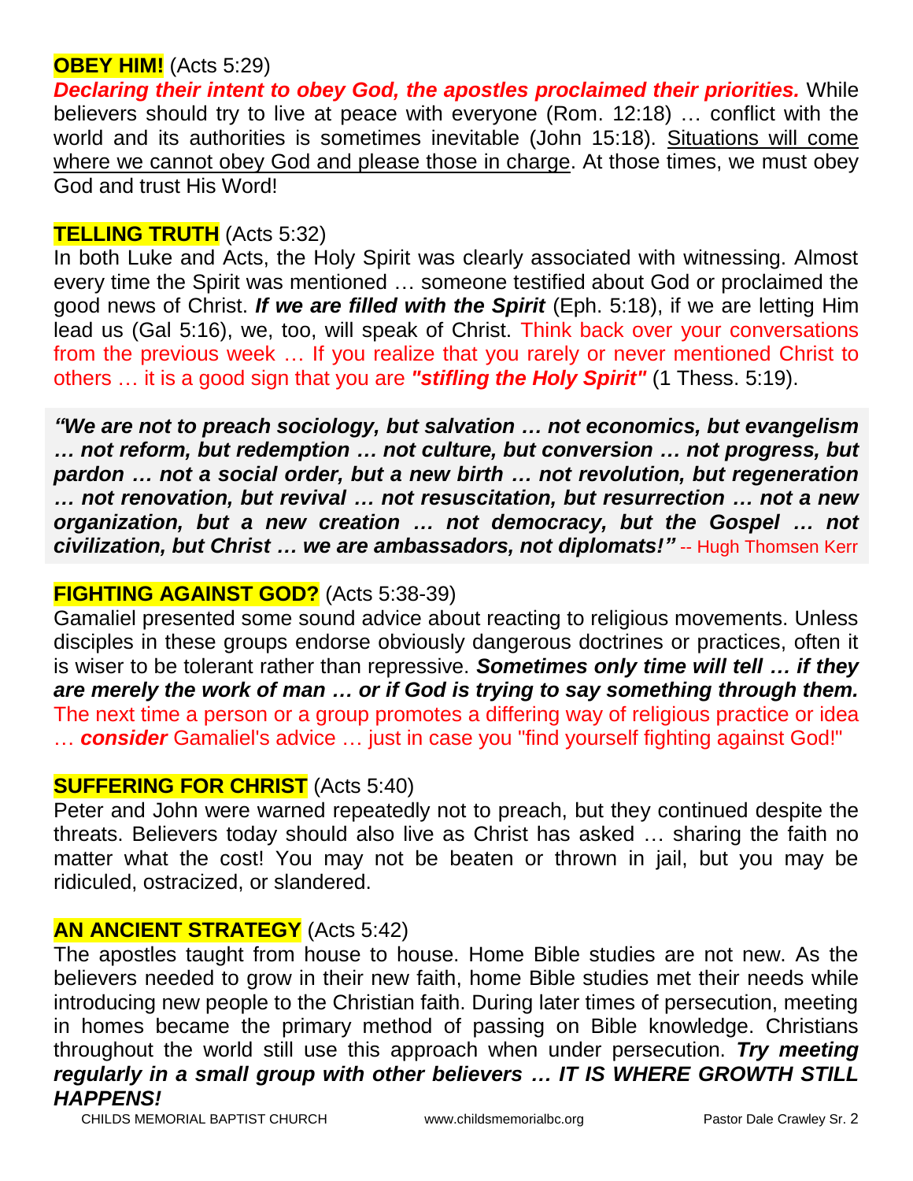**OBEY HIM!** (Acts 5:29)

***Declaring their intent to obey God, the apostles proclaimed their priorities.*** While believers should try to live at peace with everyone (Rom. 12:18) … conflict with the world and its authorities is sometimes inevitable (John 15:18). Situations will come where we cannot obey God and please those in charge. At those times, we must obey God and trust His Word!

**TELLING TRUTH** (Acts 5:32)

In both Luke and Acts, the Holy Spirit was clearly associated with witnessing. Almost every time the Spirit was mentioned … someone testified about God or proclaimed the good news of Christ. ***If we are filled with the Spirit*** (Eph. 5:18), if we are letting Him lead us (Gal 5:16), we, too, will speak of Christ. Think back over your conversations from the previous week … If you realize that you rarely or never mentioned Christ to others … it is a good sign that you are ***"stifling the Holy Spirit"*** (1 Thess. 5:19).

> ***"We are not to preach sociology, but salvation … not economics, but evangelism … not reform, but redemption … not culture, but conversion … not progress, but pardon … not a social order, but a new birth … not revolution, but regeneration … not renovation, but revival … not resuscitation, but resurrection … not a new organization, but a new creation … not democracy, but the Gospel … not civilization, but Christ … we are ambassadors, not diplomats!"*** -- Hugh Thomsen Kerr

**FIGHTING AGAINST GOD?** (Acts 5:38-39)

Gamaliel presented some sound advice about reacting to religious movements. Unless disciples in these groups endorse obviously dangerous doctrines or practices, often it is wiser to be tolerant rather than repressive. ***Sometimes only time will tell … if they are merely the work of man … or if God is trying to say something through them.*** The next time a person or a group promotes a differing way of religious practice or idea … ***consider*** Gamaliel's advice … just in case you "find yourself fighting against God!"

**SUFFERING FOR CHRIST** (Acts 5:40)

Peter and John were warned repeatedly not to preach, but they continued despite the threats. Believers today should also live as Christ has asked … sharing the faith no matter what the cost! You may not be beaten or thrown in jail, but you may be ridiculed, ostracized, or slandered.

**AN ANCIENT STRATEGY** (Acts 5:42)

The apostles taught from house to house. Home Bible studies are not new. As the believers needed to grow in their new faith, home Bible studies met their needs while introducing new people to the Christian faith. During later times of persecution, meeting in homes became the primary method of passing on Bible knowledge. Christians throughout the world still use this approach when under persecution. ***Try meeting regularly in a small group with other believers … IT IS WHERE GROWTH STILL HAPPENS!***